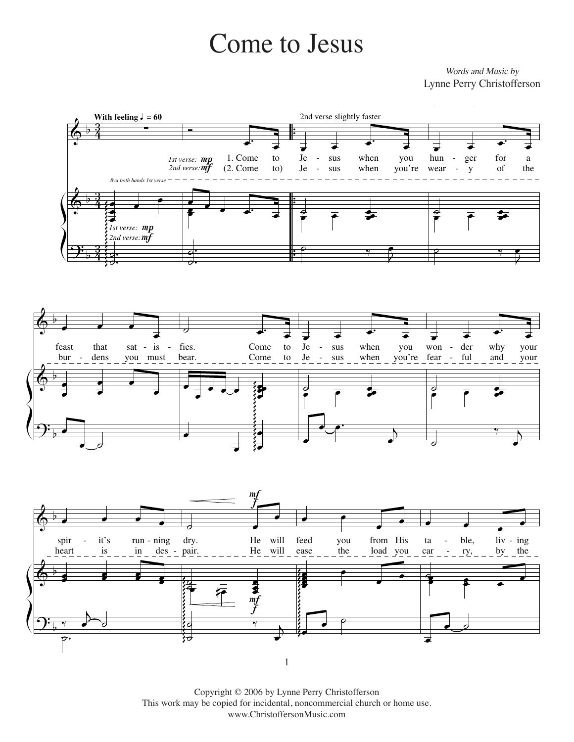# Come to Jesus

*Words and Music by*
Lynne Perry Christofferson

**With feeling** ♩ = 60

2nd verse slightly faster

*1st verse:* **mp**
*2nd verse:* **mf**

1. Come to Jesus when you hunger for a feast that satisfies. Come to Jesus when you wonder why your spirit's running dry. He will feed you from His table, living

(2. Come to) Jesus when you're weary of the burdens you must bear. Come to Jesus when you're fearful and your heart is in despair. He will ease the load you carry, by the

*8va both hands 1st verse*

Copyright © 2006 by Lynne Perry Christofferson
This work may be copied for incidental, noncommercial church or home use.
www.ChristoffersonMusic.com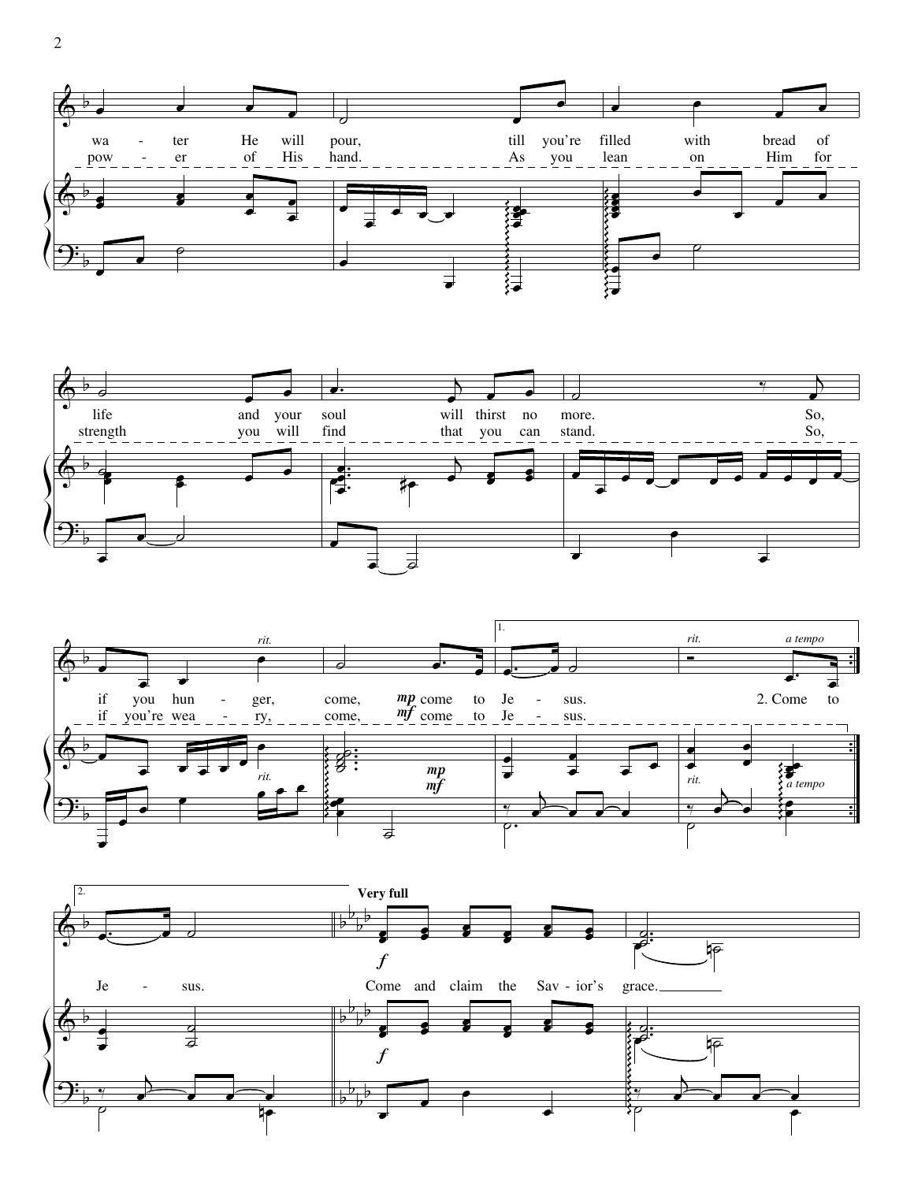wa - ter He will pour, till you're filled with bread of life and your soul will thirst no more. So, if you hun - ger, come, *mp* come to Je - sus. 2. Come to

pow - er of His hand. As you lean on Him for strength you will find that you can stand. So, if you're wea - ry, come, *mf* come to Je - sus.

Je - sus.

**Very full**

*f*

Come and claim the Sav - ior's grace.

*rit.* *a tempo*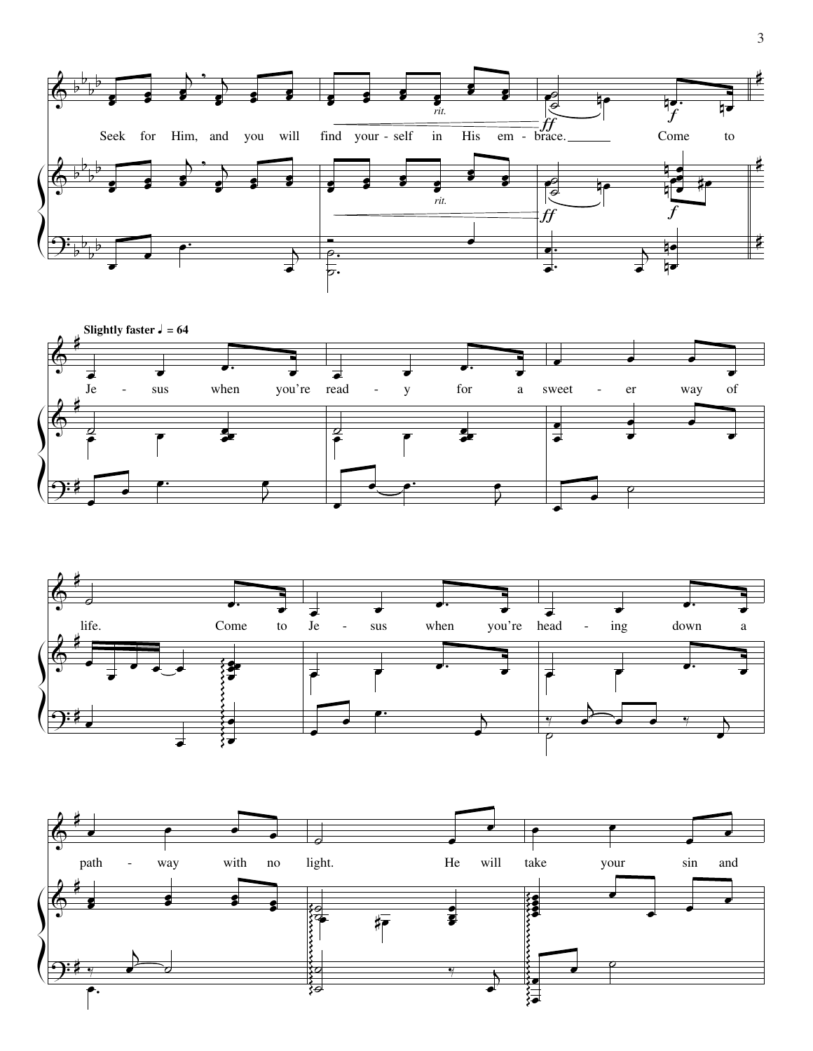Seek for Him, and you will find your-self in His em-brace. Come to

*rit.*

**Slightly faster ♩ = 64**

Je - sus when you're read - y for a sweet - er way of life. Come to Je - sus when you're head - ing down a path - way with no light. He will take your sin and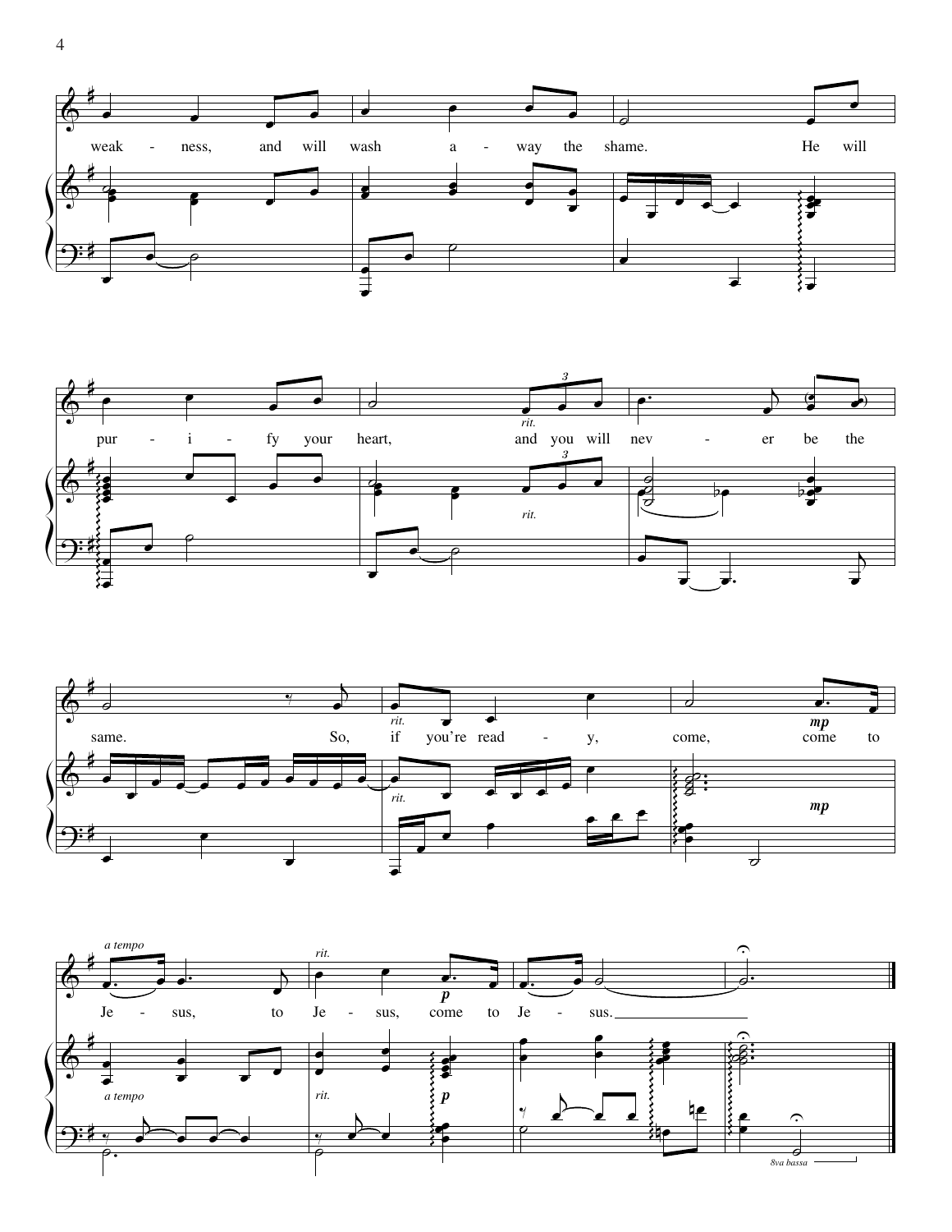weak - ness, and will wash a - way the shame. He will

pur - i - fy your heart, and you will nev - er be the

same. So, if you're read - y, come, come to

Je - sus, to Je - sus, come to Je - sus.

*rit.*

*mp*

*a tempo*

*rit.*

*p*

*8va bassa*